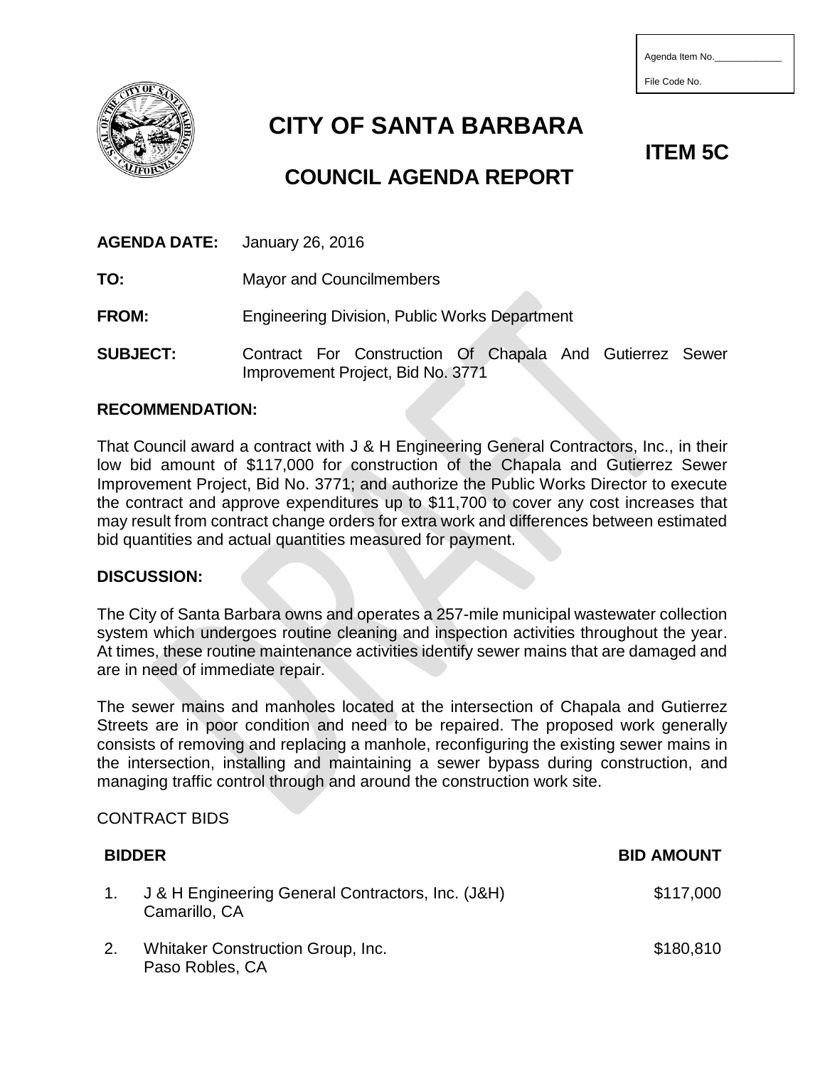Agenda Item No.\_\_\_\_\_\_\_\_\_\_\_\_\_

File Code No.

# CITY OF SANTA BARBARA

## COUNCIL AGENDA REPORT

**ITEM 5C**

**AGENDA DATE:** January 26, 2016

**TO:** Mayor and Councilmembers

**FROM:** Engineering Division, Public Works Department

**SUBJECT:** Contract For Construction Of Chapala And Gutierrez Sewer Improvement Project, Bid No. 3771

**RECOMMENDATION:**

That Council award a contract with J & H Engineering General Contractors, Inc., in their low bid amount of $117,000 for construction of the Chapala and Gutierrez Sewer Improvement Project, Bid No. 3771; and authorize the Public Works Director to execute the contract and approve expenditures up to $11,700 to cover any cost increases that may result from contract change orders for extra work and differences between estimated bid quantities and actual quantities measured for payment.

**DISCUSSION:**

The City of Santa Barbara owns and operates a 257-mile municipal wastewater collection system which undergoes routine cleaning and inspection activities throughout the year. At times, these routine maintenance activities identify sewer mains that are damaged and are in need of immediate repair.

The sewer mains and manholes located at the intersection of Chapala and Gutierrez Streets are in poor condition and need to be repaired. The proposed work generally consists of removing and replacing a manhole, reconfiguring the existing sewer mains in the intersection, installing and maintaining a sewer bypass during construction, and managing traffic control through and around the construction work site.

CONTRACT BIDS

| | BIDDER | BID AMOUNT |
|---|---|---|
| 1. | J & H Engineering General Contractors, Inc. (J&H) Camarillo, CA | $117,000 |
| 2. | Whitaker Construction Group, Inc. Paso Robles, CA | $180,810 |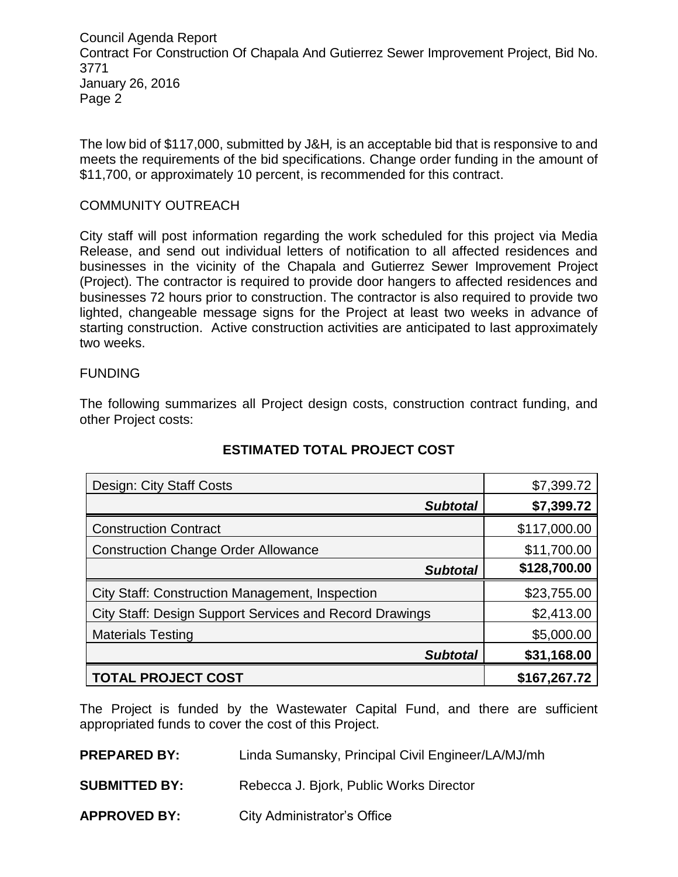The low bid of $117,000, submitted by J&H, is an acceptable bid that is responsive to and meets the requirements of the bid specifications. Change order funding in the amount of $11,700, or approximately 10 percent, is recommended for this contract.

COMMUNITY OUTREACH

City staff will post information regarding the work scheduled for this project via Media Release, and send out individual letters of notification to all affected residences and businesses in the vicinity of the Chapala and Gutierrez Sewer Improvement Project (Project). The contractor is required to provide door hangers to affected residences and businesses 72 hours prior to construction. The contractor is also required to provide two lighted, changeable message signs for the Project at least two weeks in advance of starting construction. Active construction activities are anticipated to last approximately two weeks.

FUNDING

The following summarizes all Project design costs, construction contract funding, and other Project costs:

**ESTIMATED TOTAL PROJECT COST**

| | |
|---|---:|
| Design: City Staff Costs | $7,399.72 |
| ***Subtotal*** | **$7,399.72** |
| Construction Contract | $117,000.00 |
| Construction Change Order Allowance | $11,700.00 |
| ***Subtotal*** | **$128,700.00** |
| City Staff: Construction Management, Inspection | $23,755.00 |
| City Staff: Design Support Services and Record Drawings | $2,413.00 |
| Materials Testing | $5,000.00 |
| ***Subtotal*** | **$31,168.00** |
| **TOTAL PROJECT COST** | **$167,267.72** |

The Project is funded by the Wastewater Capital Fund, and there are sufficient appropriated funds to cover the cost of this Project.

**PREPARED BY:** Linda Sumansky, Principal Civil Engineer/LA/MJ/mh

**SUBMITTED BY:** Rebecca J. Bjork, Public Works Director

**APPROVED BY:** City Administrator's Office